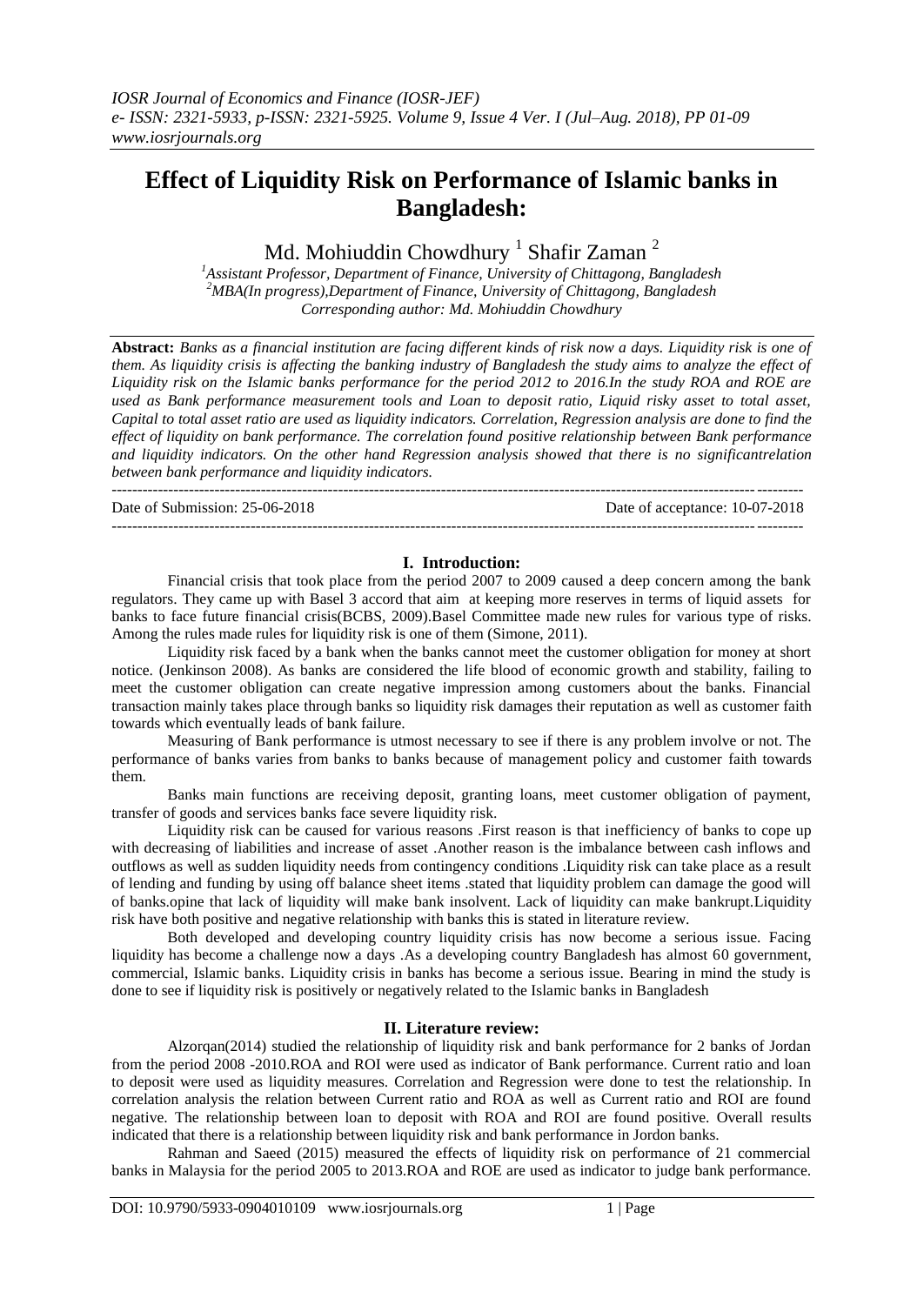# Effect of Liquidity Risk on Performance of Islamic banks in Bangladesh:

Md. Mohiuddin Chowdhury [1] Shafir Zaman [2]

[1]Assistant Professor, Department of Finance, University of Chittagong, Bangladesh
[2]MBA(In progress),Department of Finance, University of Chittagong, Bangladesh
Corresponding author: Md. Mohiuddin Chowdhury

**Abstract:** *Banks as a financial institution are facing different kinds of risk now a days. Liquidity risk is one of them. As liquidity crisis is affecting the banking industry of Bangladesh the study aims to analyze the effect of Liquidity risk on the Islamic banks performance for the period 2012 to 2016.In the study ROA and ROE are used as Bank performance measurement tools and Loan to deposit ratio, Liquid risky asset to total asset, Capital to total asset ratio are used as liquidity indicators. Correlation, Regression analysis are done to find the effect of liquidity on bank performance. The correlation found positive relationship between Bank performance and liquidity indicators. On the other hand Regression analysis showed that there is no significantrelation between bank performance and liquidity indicators.*

---

Date of Submission: 25-06-2018 Date of acceptance: 10-07-2018

---

## I. Introduction:

Financial crisis that took place from the period 2007 to 2009 caused a deep concern among the bank regulators. They came up with Basel 3 accord that aim at keeping more reserves in terms of liquid assets for banks to face future financial crisis(BCBS, 2009).Basel Committee made new rules for various type of risks. Among the rules made rules for liquidity risk is one of them (Simone, 2011).

Liquidity risk faced by a bank when the banks cannot meet the customer obligation for money at short notice. (Jenkinson 2008). As banks are considered the life blood of economic growth and stability, failing to meet the customer obligation can create negative impression among customers about the banks. Financial transaction mainly takes place through banks so liquidity risk damages their reputation as well as customer faith towards which eventually leads of bank failure.

Measuring of Bank performance is utmost necessary to see if there is any problem involve or not. The performance of banks varies from banks to banks because of management policy and customer faith towards them.

Banks main functions are receiving deposit, granting loans, meet customer obligation of payment, transfer of goods and services banks face severe liquidity risk.

Liquidity risk can be caused for various reasons .First reason is that inefficiency of banks to cope up with decreasing of liabilities and increase of asset .Another reason is the imbalance between cash inflows and outflows as well as sudden liquidity needs from contingency conditions .Liquidity risk can take place as a result of lending and funding by using off balance sheet items .stated that liquidity problem can damage the good will of banks.opine that lack of liquidity will make bank insolvent. Lack of liquidity can make bankrupt.Liquidity risk have both positive and negative relationship with banks this is stated in literature review.

Both developed and developing country liquidity crisis has now become a serious issue. Facing liquidity has become a challenge now a days .As a developing country Bangladesh has almost 60 government, commercial, Islamic banks. Liquidity crisis in banks has become a serious issue. Bearing in mind the study is done to see if liquidity risk is positively or negatively related to the Islamic banks in Bangladesh

## II. Literature review:

Alzorqan(2014) studied the relationship of liquidity risk and bank performance for 2 banks of Jordan from the period 2008 -2010.ROA and ROI were used as indicator of Bank performance. Current ratio and loan to deposit were used as liquidity measures. Correlation and Regression were done to test the relationship. In correlation analysis the relation between Current ratio and ROA as well as Current ratio and ROI are found negative. The relationship between loan to deposit with ROA and ROI are found positive. Overall results indicated that there is a relationship between liquidity risk and bank performance in Jordon banks.

Rahman and Saeed (2015) measured the effects of liquidity risk on performance of 21 commercial banks in Malaysia for the period 2005 to 2013.ROA and ROE are used as indicator to judge bank performance.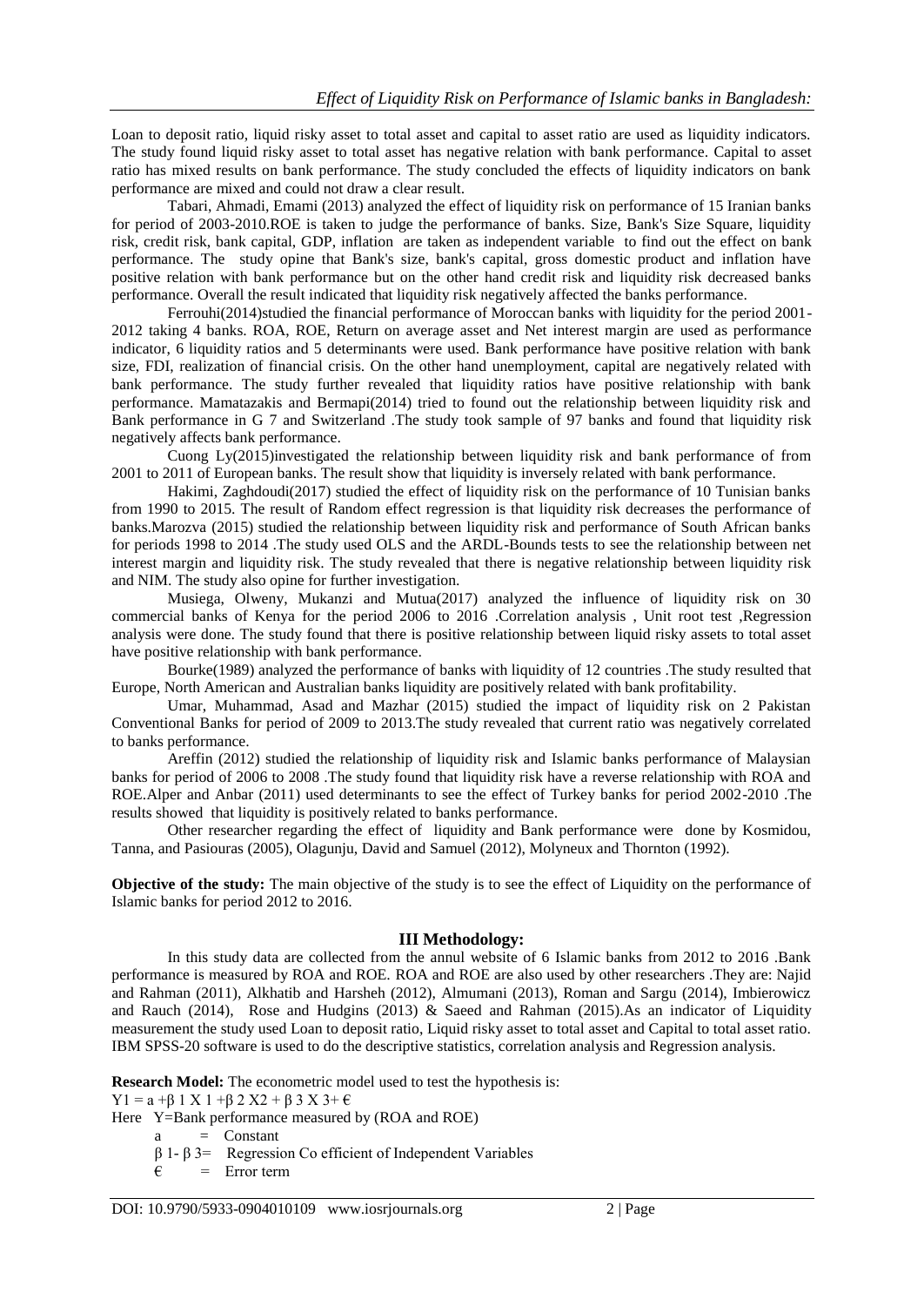Loan to deposit ratio, liquid risky asset to total asset and capital to asset ratio are used as liquidity indicators. The study found liquid risky asset to total asset has negative relation with bank performance. Capital to asset ratio has mixed results on bank performance. The study concluded the effects of liquidity indicators on bank performance are mixed and could not draw a clear result.

Tabari, Ahmadi, Emami (2013) analyzed the effect of liquidity risk on performance of 15 Iranian banks for period of 2003-2010.ROE is taken to judge the performance of banks. Size, Bank's Size Square, liquidity risk, credit risk, bank capital, GDP, inflation are taken as independent variable to find out the effect on bank performance. The study opine that Bank's size, bank's capital, gross domestic product and inflation have positive relation with bank performance but on the other hand credit risk and liquidity risk decreased banks performance. Overall the result indicated that liquidity risk negatively affected the banks performance.

Ferrouhi(2014)studied the financial performance of Moroccan banks with liquidity for the period 2001-2012 taking 4 banks. ROA, ROE, Return on average asset and Net interest margin are used as performance indicator, 6 liquidity ratios and 5 determinants were used. Bank performance have positive relation with bank size, FDI, realization of financial crisis. On the other hand unemployment, capital are negatively related with bank performance. The study further revealed that liquidity ratios have positive relationship with bank performance. Mamatazakis and Bermapi(2014) tried to found out the relationship between liquidity risk and Bank performance in G 7 and Switzerland .The study took sample of 97 banks and found that liquidity risk negatively affects bank performance.

Cuong Ly(2015)investigated the relationship between liquidity risk and bank performance of from 2001 to 2011 of European banks. The result show that liquidity is inversely related with bank performance.

Hakimi, Zaghdoudi(2017) studied the effect of liquidity risk on the performance of 10 Tunisian banks from 1990 to 2015. The result of Random effect regression is that liquidity risk decreases the performance of banks.Marozva (2015) studied the relationship between liquidity risk and performance of South African banks for periods 1998 to 2014 .The study used OLS and the ARDL-Bounds tests to see the relationship between net interest margin and liquidity risk. The study revealed that there is negative relationship between liquidity risk and NIM. The study also opine for further investigation.

Musiega, Olweny, Mukanzi and Mutua(2017) analyzed the influence of liquidity risk on 30 commercial banks of Kenya for the period 2006 to 2016 .Correlation analysis , Unit root test ,Regression analysis were done. The study found that there is positive relationship between liquid risky assets to total asset have positive relationship with bank performance.

Bourke(1989) analyzed the performance of banks with liquidity of 12 countries .The study resulted that Europe, North American and Australian banks liquidity are positively related with bank profitability.

Umar, Muhammad, Asad and Mazhar (2015) studied the impact of liquidity risk on 2 Pakistan Conventional Banks for period of 2009 to 2013.The study revealed that current ratio was negatively correlated to banks performance.

Areffin (2012) studied the relationship of liquidity risk and Islamic banks performance of Malaysian banks for period of 2006 to 2008 .The study found that liquidity risk have a reverse relationship with ROA and ROE.Alper and Anbar (2011) used determinants to see the effect of Turkey banks for period 2002-2010 .The results showed that liquidity is positively related to banks performance.

Other researcher regarding the effect of liquidity and Bank performance were done by Kosmidou, Tanna, and Pasiouras (2005), Olagunju, David and Samuel (2012), Molyneux and Thornton (1992).

**Objective of the study:** The main objective of the study is to see the effect of Liquidity on the performance of Islamic banks for period 2012 to 2016.

## III Methodology:

In this study data are collected from the annul website of 6 Islamic banks from 2012 to 2016 .Bank performance is measured by ROA and ROE. ROA and ROE are also used by other researchers .They are: Najid and Rahman (2011), Alkhatib and Harsheh (2012), Almumani (2013), Roman and Sargu (2014), Imbierowicz and Rauch (2014), Rose and Hudgins (2013) & Saeed and Rahman (2015).As an indicator of Liquidity measurement the study used Loan to deposit ratio, Liquid risky asset to total asset and Capital to total asset ratio. IBM SPSS-20 software is used to do the descriptive statistics, correlation analysis and Regression analysis.

**Research Model:** The econometric model used to test the hypothesis is:

$$Y1 = a + \beta_1 X_1 + \beta_2 X_2 + \beta_3 X_3 + \epsilon$$

Here Y=Bank performance measured by (ROA and ROE)

- a = Constant
- $\beta_1$- $\beta_3$= Regression Co efficient of Independent Variables
- $\epsilon$ = Error term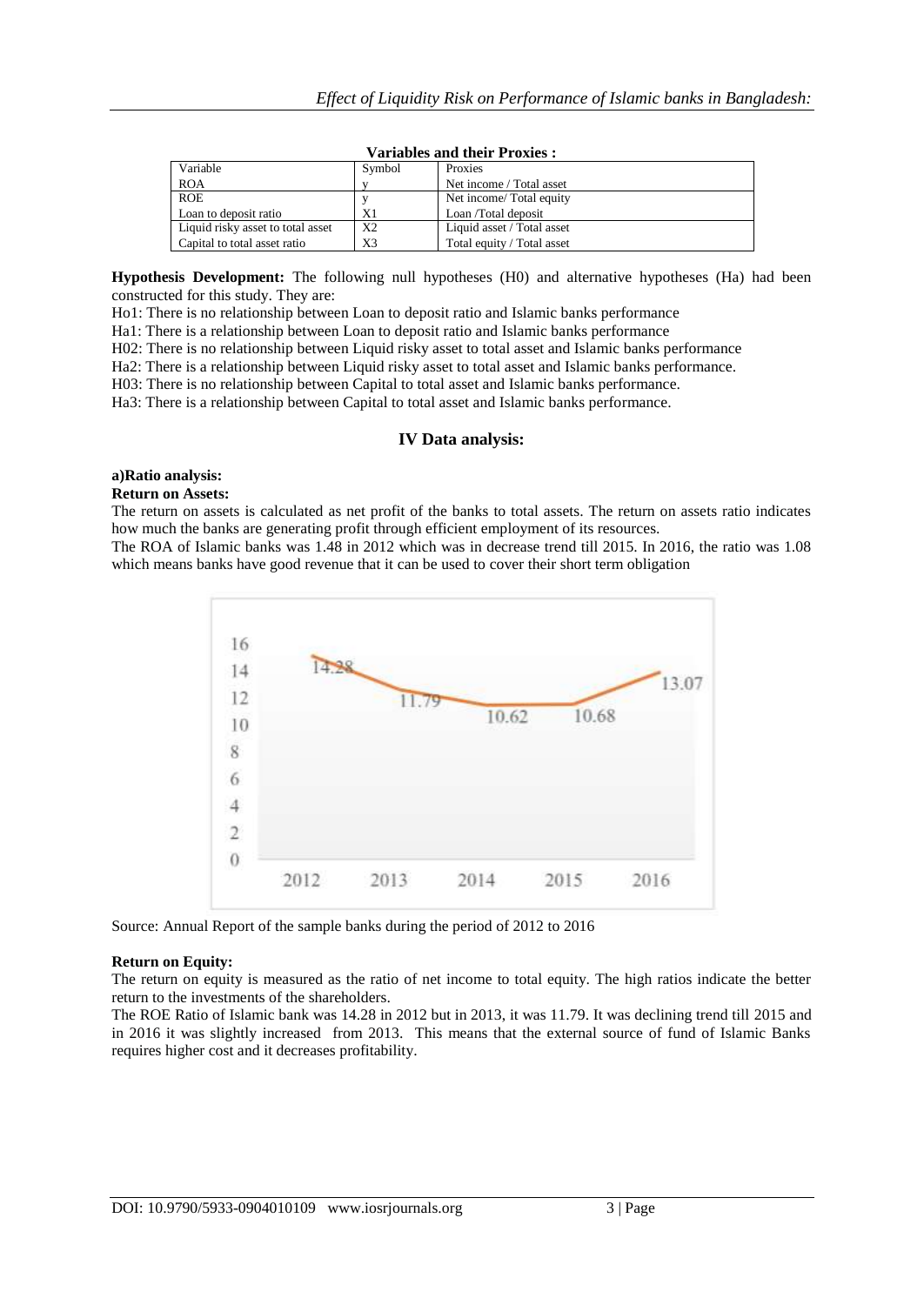**Variables and their Proxies :**

| Variable | Symbol | Proxies |
|---|---|---|
| ROA | y | Net income / Total asset |
| ROE | y | Net income/ Total equity |
| Loan to deposit ratio | X1 | Loan /Total deposit |
| Liquid risky asset to total asset | X2 | Liquid asset / Total asset |
| Capital to total asset ratio | X3 | Total equity / Total asset |

**Hypothesis Development:** The following null hypotheses (H0) and alternative hypotheses (Ha) had been constructed for this study. They are:

Ho1: There is no relationship between Loan to deposit ratio and Islamic banks performance

Ha1: There is a relationship between Loan to deposit ratio and Islamic banks performance

H02: There is no relationship between Liquid risky asset to total asset and Islamic banks performance

Ha2: There is a relationship between Liquid risky asset to total asset and Islamic banks performance.

H03: There is no relationship between Capital to total asset and Islamic banks performance.

Ha3: There is a relationship between Capital to total asset and Islamic banks performance.

## IV Data analysis:

### a)Ratio analysis:

**Return on Assets:**

The return on assets is calculated as net profit of the banks to total assets. The return on assets ratio indicates how much the banks are generating profit through efficient employment of its resources.

The ROA of Islamic banks was 1.48 in 2012 which was in decrease trend till 2015. In 2016, the ratio was 1.08 which means banks have good revenue that it can be used to cover their short term obligation

| Year | 2012 | 2013 | 2014 | 2015 | 2016 |
|---|---|---|---|---|---|
| Value | 14.28 | 11.79 | 10.62 | 10.68 | 13.07 |

Source: Annual Report of the sample banks during the period of 2012 to 2016

**Return on Equity:**

The return on equity is measured as the ratio of net income to total equity. The high ratios indicate the better return to the investments of the shareholders.

The ROE Ratio of Islamic bank was 14.28 in 2012 but in 2013, it was 11.79. It was declining trend till 2015 and in 2016 it was slightly increased from 2013. This means that the external source of fund of Islamic Banks requires higher cost and it decreases profitability.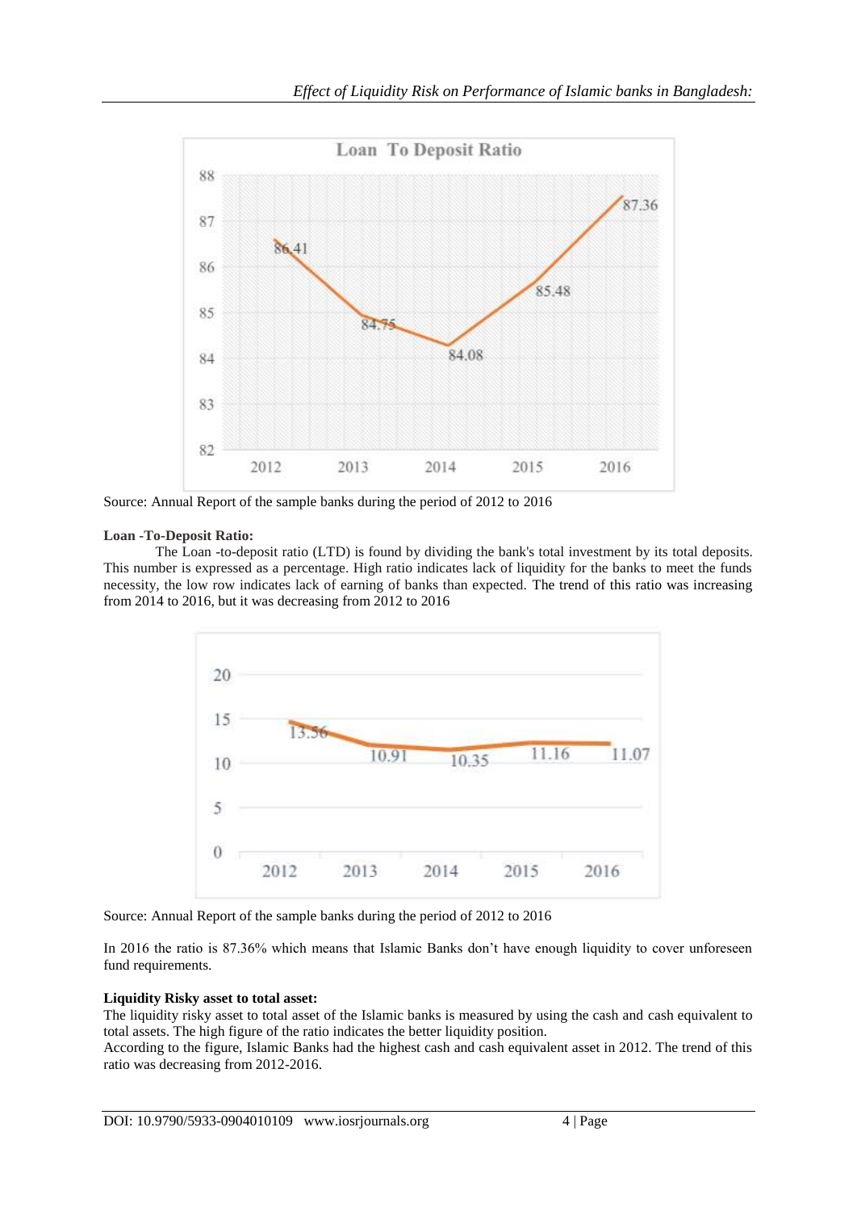Source: Annual Report of the sample banks during the period of 2012 to 2016

**Loan -To-Deposit Ratio:**

The Loan -to-deposit ratio (LTD) is found by dividing the bank's total investment by its total deposits. This number is expressed as a percentage. High ratio indicates lack of liquidity for the banks to meet the funds necessity, the low row indicates lack of earning of banks than expected. The trend of this ratio was increasing from 2014 to 2016, but it was decreasing from 2012 to 2016

Source: Annual Report of the sample banks during the period of 2012 to 2016

In 2016 the ratio is 87.36% which means that Islamic Banks don't have enough liquidity to cover unforeseen fund requirements.

**Liquidity Risky asset to total asset:**

The liquidity risky asset to total asset of the Islamic banks is measured by using the cash and cash equivalent to total assets. The high figure of the ratio indicates the better liquidity position.

According to the figure, Islamic Banks had the highest cash and cash equivalent asset in 2012. The trend of this ratio was decreasing from 2012-2016.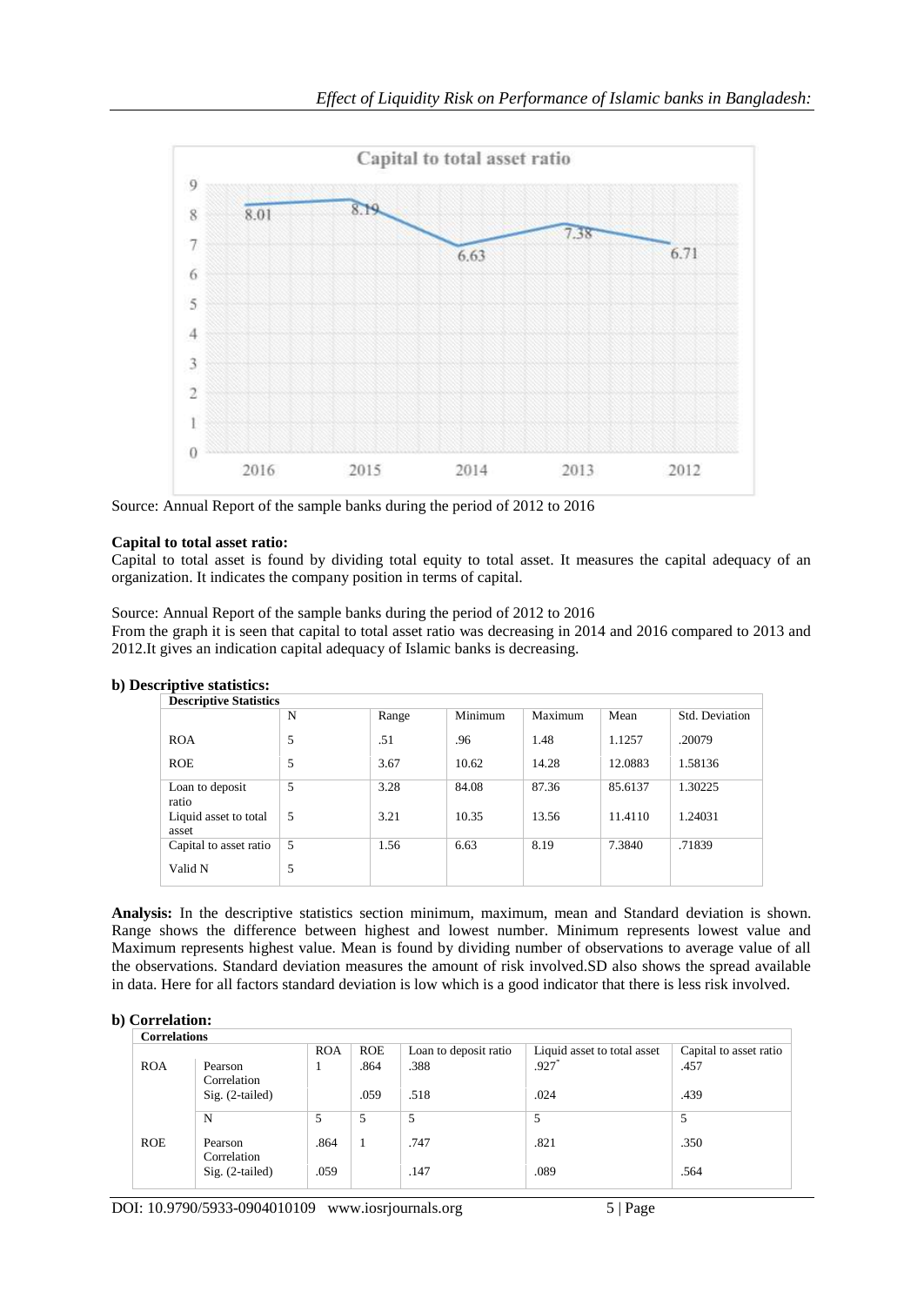Capital to total asset ratio

| 2016 | 2015 | 2014 | 2013 | 2012 |
|---|---|---|---|---|
| 8.01 | 8.19 | 6.63 | 7.38 | 6.71 |

Source: Annual Report of the sample banks during the period of 2012 to 2016

**Capital to total asset ratio:**
Capital to total asset is found by dividing total equity to total asset. It measures the capital adequacy of an organization. It indicates the company position in terms of capital.

Source: Annual Report of the sample banks during the period of 2012 to 2016
From the graph it is seen that capital to total asset ratio was decreasing in 2014 and 2016 compared to 2013 and 2012.It gives an indication capital adequacy of Islamic banks is decreasing.

**b) Descriptive statistics:**

**Descriptive Statistics**

| | N | Range | Minimum | Maximum | Mean | Std. Deviation |
|---|---|---|---|---|---|---|
| ROA | 5 | .51 | .96 | 1.48 | 1.1257 | .20079 |
| ROE | 5 | 3.67 | 10.62 | 14.28 | 12.0883 | 1.58136 |
| Loan to deposit ratio | 5 | 3.28 | 84.08 | 87.36 | 85.6137 | 1.30225 |
| Liquid asset to total asset | 5 | 3.21 | 10.35 | 13.56 | 11.4110 | 1.24031 |
| Capital to asset ratio | 5 | 1.56 | 6.63 | 8.19 | 7.3840 | .71839 |
| Valid N | 5 | | | | | |

**Analysis:** In the descriptive statistics section minimum, maximum, mean and Standard deviation is shown. Range shows the difference between highest and lowest number. Minimum represents lowest value and Maximum represents highest value. Mean is found by dividing number of observations to average value of all the observations. Standard deviation measures the amount of risk involved.SD also shows the spread available in data. Here for all factors standard deviation is low which is a good indicator that there is less risk involved.

**b) Correlation:**

**Correlations**

| | | ROA | ROE | Loan to deposit ratio | Liquid asset to total asset | Capital to asset ratio |
|---|---|---|---|---|---|---|
| ROA | Pearson Correlation | 1 | .864 | .388 | .927* | .457 |
| | Sig. (2-tailed) | | .059 | .518 | .024 | .439 |
| | N | 5 | 5 | 5 | 5 | 5 |
| ROE | Pearson Correlation | .864 | 1 | .747 | .821 | .350 |
| | Sig. (2-tailed) | .059 | | .147 | .089 | .564 |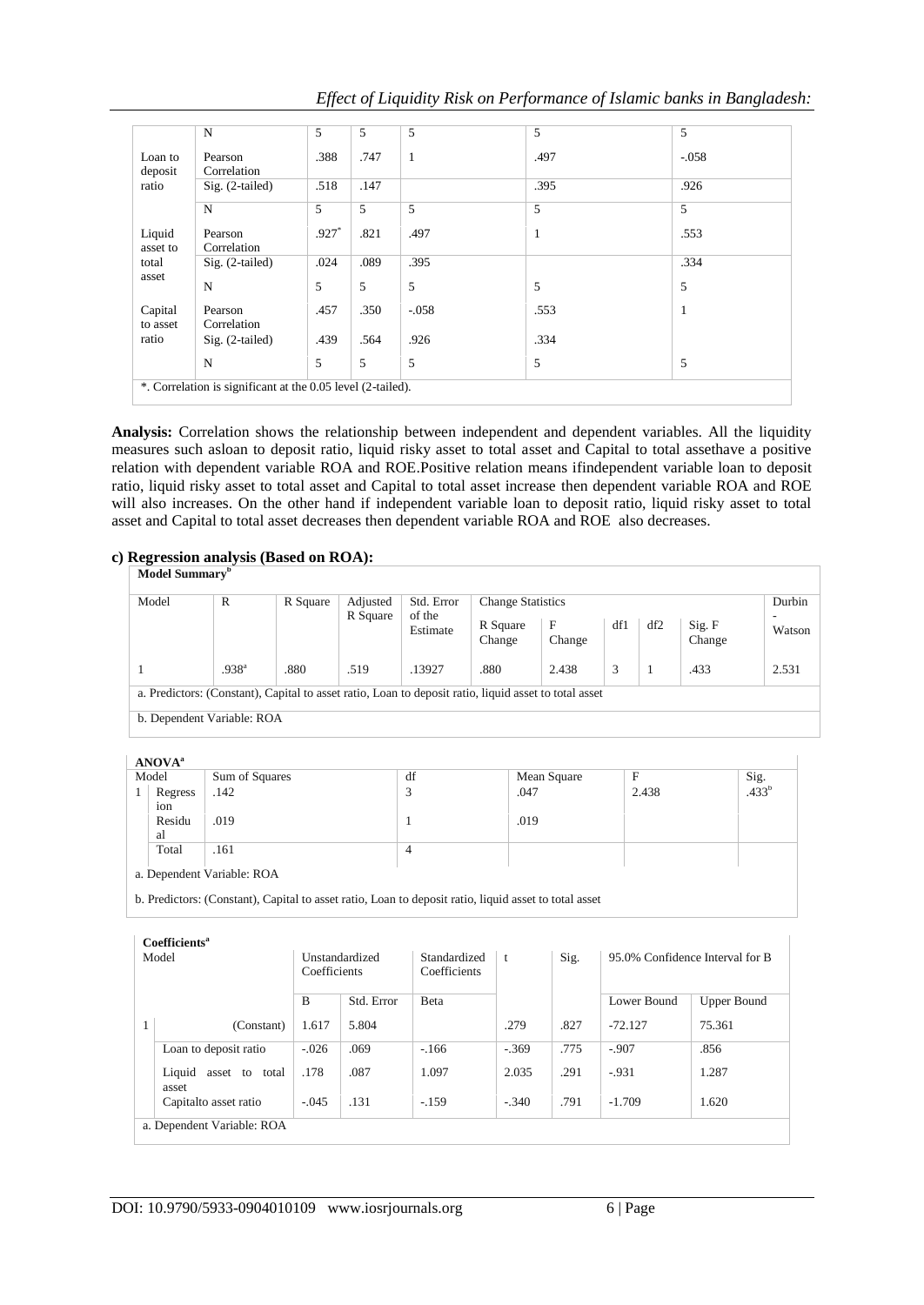| | | | | | | |
|---|---|---|---|---|---|---|
| | N | 5 | 5 | 5 | 5 | 5 |
| Loan to deposit ratio | Pearson Correlation | .388 | .747 | 1 | .497 | -.058 |
| | Sig. (2-tailed) | .518 | .147 | | .395 | .926 |
| | N | 5 | 5 | 5 | 5 | 5 |
| Liquid asset to total asset | Pearson Correlation | .927* | .821 | .497 | 1 | .553 |
| | Sig. (2-tailed) | .024 | .089 | .395 | | .334 |
| | N | 5 | 5 | 5 | 5 | 5 |
| Capital to asset ratio | Pearson Correlation | .457 | .350 | -.058 | .553 | 1 |
| | Sig. (2-tailed) | .439 | .564 | .926 | .334 | |
| | N | 5 | 5 | 5 | 5 | 5 |

*. Correlation is significant at the 0.05 level (2-tailed).

**Analysis:** Correlation shows the relationship between independent and dependent variables. All the liquidity measures such asloan to deposit ratio, liquid risky asset to total asset and Capital to total assethave a positive relation with dependent variable ROA and ROE.Positive relation means ifindependent variable loan to deposit ratio, liquid risky asset to total asset and Capital to total asset increase then dependent variable ROA and ROE will also increases. On the other hand if independent variable loan to deposit ratio, liquid risky asset to total asset and Capital to total asset decreases then dependent variable ROA and ROE also decreases.

**c) Regression analysis (Based on ROA):**

**Model Summary[b]**

| Model | R | R Square | Adjusted R Square | Std. Error of the Estimate | Change Statistics | | | | | Durbin-Watson |
|---|---|---|---|---|---|---|---|---|---|---|
| | | | | | R Square Change | F Change | df1 | df2 | Sig. F Change | |
| 1 | .938[a] | .880 | .519 | .13927 | .880 | 2.438 | 3 | 1 | .433 | 2.531 |

a. Predictors: (Constant), Capital to asset ratio, Loan to deposit ratio, liquid asset to total asset

b. Dependent Variable: ROA

**ANOVA[a]**

| Model | | Sum of Squares | df | Mean Square | F | Sig. |
|---|---|---|---|---|---|---|
| 1 | Regression | .142 | 3 | .047 | 2.438 | .433[b] |
| | Residual | .019 | 1 | .019 | | |
| | Total | .161 | 4 | | | |

a. Dependent Variable: ROA

b. Predictors: (Constant), Capital to asset ratio, Loan to deposit ratio, liquid asset to total asset

**Coefficients[a]**

| Model | | Unstandardized Coefficients | | Standardized Coefficients | t | Sig. | 95.0% Confidence Interval for B | |
|---|---|---|---|---|---|---|---|---|
| | | B | Std. Error | Beta | | | Lower Bound | Upper Bound |
| 1 | (Constant) | 1.617 | 5.804 | | .279 | .827 | -72.127 | 75.361 |
| | Loan to deposit ratio | -.026 | .069 | -.166 | -.369 | .775 | -.907 | .856 |
| | Liquid asset to total asset | .178 | .087 | 1.097 | 2.035 | .291 | -.931 | 1.287 |
| | Capitalto asset ratio | -.045 | .131 | -.159 | -.340 | .791 | -1.709 | 1.620 |

a. Dependent Variable: ROA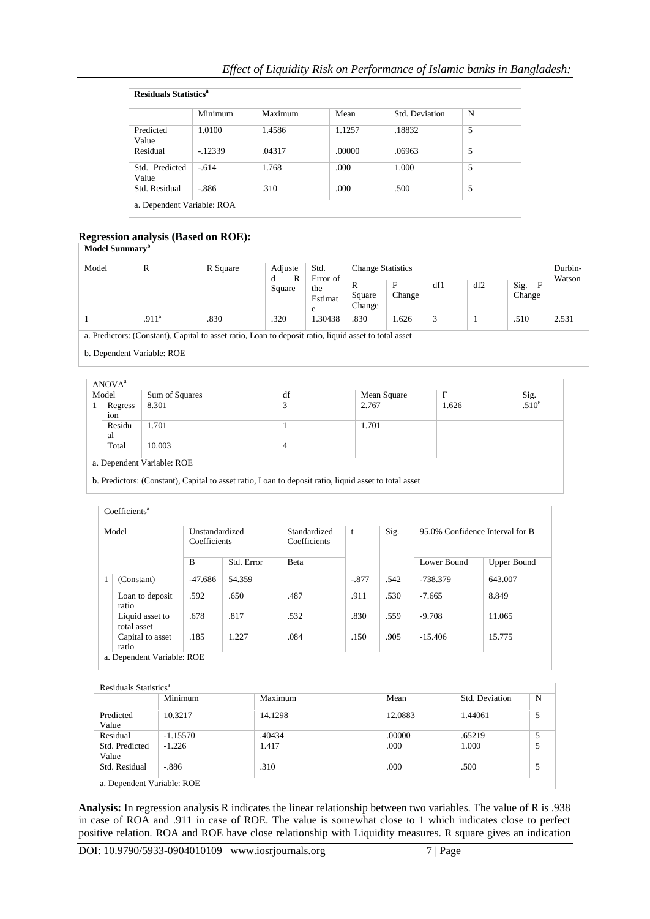| Residuals Statistics[a] | | | | | |
|---|---|---|---|---|---|
| | Minimum | Maximum | Mean | Std. Deviation | N |
| Predicted Value | 1.0100 | 1.4586 | 1.1257 | .18832 | 5 |
| Residual | -.12339 | .04317 | .00000 | .06963 | 5 |
| Std. Predicted Value | -.614 | 1.768 | .000 | 1.000 | 5 |
| Std. Residual | -.886 | .310 | .000 | .500 | 5 |

a. Dependent Variable: ROA

## Regression analysis (Based on ROE):

**Model Summary[b]**

| Model | R | R Square | Adjusted R Square | Std. Error of the Estimate | Change Statistics | | | | | Durbin-Watson |
|---|---|---|---|---|---|---|---|---|---|---|
| | | | | | R Square Change | F Change | df1 | df2 | Sig. F Change | |
| 1 | .911[a] | .830 | .320 | 1.30438 | .830 | 1.626 | 3 | 1 | .510 | 2.531 |

a. Predictors: (Constant), Capital to asset ratio, Loan to deposit ratio, liquid asset to total asset

b. Dependent Variable: ROE

**ANOVA[a]**

| Model | | Sum of Squares | df | Mean Square | F | Sig. |
|---|---|---|---|---|---|---|
| 1 | Regression | 8.301 | 3 | 2.767 | 1.626 | .510[b] |
| | Residual | 1.701 | 1 | 1.701 | | |
| | Total | 10.003 | 4 | | | |

a. Dependent Variable: ROE

b. Predictors: (Constant), Capital to asset ratio, Loan to deposit ratio, liquid asset to total asset

**Coefficients[a]**

| Model | | Unstandardized Coefficients | | Standardized Coefficients | t | Sig. | 95.0% Confidence Interval for B | |
|---|---|---|---|---|---|---|---|---|
| | | B | Std. Error | Beta | | | Lower Bound | Upper Bound |
| 1 | (Constant) | -47.686 | 54.359 | | -.877 | .542 | -738.379 | 643.007 |
| | Loan to deposit ratio | .592 | .650 | .487 | .911 | .530 | -7.665 | 8.849 |
| | Liquid asset to total asset | .678 | .817 | .532 | .830 | .559 | -9.708 | 11.065 |
| | Capital to asset ratio | .185 | 1.227 | .084 | .150 | .905 | -15.406 | 15.775 |

a. Dependent Variable: ROE

| Residuals Statistics[a] | | | | | |
|---|---|---|---|---|---|
| | Minimum | Maximum | Mean | Std. Deviation | N |
| Predicted Value | 10.3217 | 14.1298 | 12.0883 | 1.44061 | 5 |
| Residual | -1.15570 | .40434 | .00000 | .65219 | 5 |
| Std. Predicted Value | -1.226 | 1.417 | .000 | 1.000 | 5 |
| Std. Residual | -.886 | .310 | .000 | .500 | 5 |

a. Dependent Variable: ROE

**Analysis:** In regression analysis R indicates the linear relationship between two variables. The value of R is .938 in case of ROA and .911 in case of ROE. The value is somewhat close to 1 which indicates close to perfect positive relation. ROA and ROE have close relationship with Liquidity measures. R square gives an indication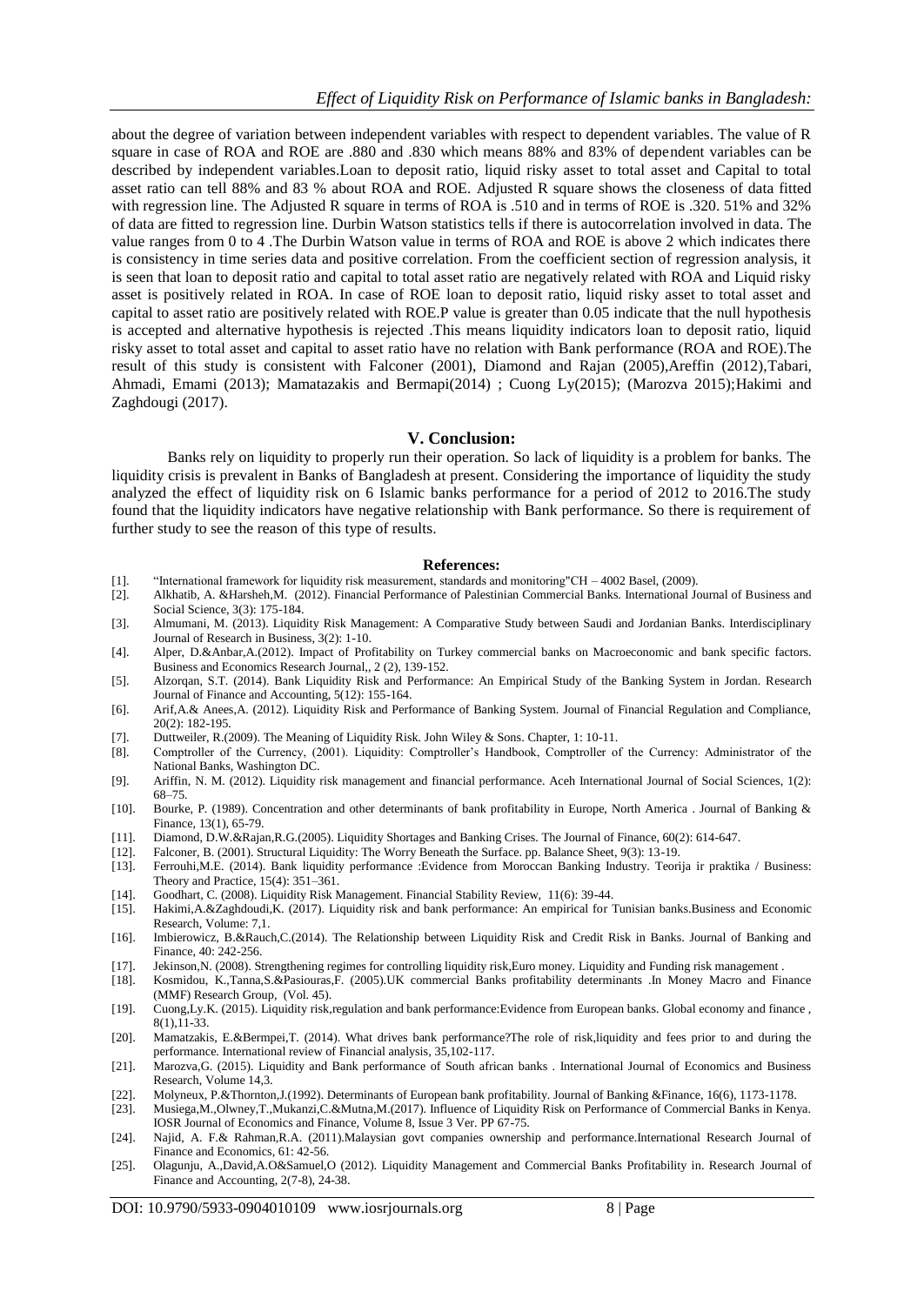about the degree of variation between independent variables with respect to dependent variables. The value of R square in case of ROA and ROE are .880 and .830 which means 88% and 83% of dependent variables can be described by independent variables.Loan to deposit ratio, liquid risky asset to total asset and Capital to total asset ratio can tell 88% and 83 % about ROA and ROE. Adjusted R square shows the closeness of data fitted with regression line. The Adjusted R square in terms of ROA is .510 and in terms of ROE is .320. 51% and 32% of data are fitted to regression line. Durbin Watson statistics tells if there is autocorrelation involved in data. The value ranges from 0 to 4 .The Durbin Watson value in terms of ROA and ROE is above 2 which indicates there is consistency in time series data and positive correlation. From the coefficient section of regression analysis, it is seen that loan to deposit ratio and capital to total asset ratio are negatively related with ROA and Liquid risky asset is positively related in ROA. In case of ROE loan to deposit ratio, liquid risky asset to total asset and capital to asset ratio are positively related with ROE.P value is greater than 0.05 indicate that the null hypothesis is accepted and alternative hypothesis is rejected .This means liquidity indicators loan to deposit ratio, liquid risky asset to total asset and capital to asset ratio have no relation with Bank performance (ROA and ROE).The result of this study is consistent with Falconer (2001), Diamond and Rajan (2005),Areffin (2012),Tabari, Ahmadi, Emami (2013); Mamatazakis and Bermapi(2014) ; Cuong Ly(2015); (Marozva 2015);Hakimi and Zaghdougi (2017).

## V. Conclusion:

Banks rely on liquidity to properly run their operation. So lack of liquidity is a problem for banks. The liquidity crisis is prevalent in Banks of Bangladesh at present. Considering the importance of liquidity the study analyzed the effect of liquidity risk on 6 Islamic banks performance for a period of 2012 to 2016.The study found that the liquidity indicators have negative relationship with Bank performance. So there is requirement of further study to see the reason of this type of results.

## References:

[1]. "International framework for liquidity risk measurement, standards and monitoring"CH – 4002 Basel, (2009).
[2]. Alkhatib, A. &Harsheh,M. (2012). Financial Performance of Palestinian Commercial Banks. International Journal of Business and Social Science, 3(3): 175-184.
[3]. Almumani, M. (2013). Liquidity Risk Management: A Comparative Study between Saudi and Jordanian Banks. Interdisciplinary Journal of Research in Business, 3(2): 1-10.
[4]. Alper, D.&Anbar,A.(2012). Impact of Profitability on Turkey commercial banks on Macroeconomic and bank specific factors. Business and Economics Research Journal,, 2 (2), 139-152.
[5]. Alzorqan, S.T. (2014). Bank Liquidity Risk and Performance: An Empirical Study of the Banking System in Jordan. Research Journal of Finance and Accounting, 5(12): 155-164.
[6]. Arif,A.& Anees,A. (2012). Liquidity Risk and Performance of Banking System. Journal of Financial Regulation and Compliance, 20(2): 182-195.
[7]. Duttweiler, R.(2009). The Meaning of Liquidity Risk. John Wiley & Sons. Chapter, 1: 10-11.
[8]. Comptroller of the Currency, (2001). Liquidity: Comptroller's Handbook, Comptroller of the Currency: Administrator of the National Banks, Washington DC.
[9]. Ariffin, N. M. (2012). Liquidity risk management and financial performance. Aceh International Journal of Social Sciences, 1(2): 68–75.
[10]. Bourke, P. (1989). Concentration and other determinants of bank profitability in Europe, North America . Journal of Banking & Finance, 13(1), 65-79.
[11]. Diamond, D.W.&Rajan,R.G.(2005). Liquidity Shortages and Banking Crises. The Journal of Finance, 60(2): 614-647.
[12]. Falconer, B. (2001). Structural Liquidity: The Worry Beneath the Surface. pp. Balance Sheet, 9(3): 13-19.
[13]. Ferrouhi,M.E. (2014). Bank liquidity performance :Evidence from Moroccan Banking Industry. Teorija ir praktika / Business: Theory and Practice, 15(4): 351–361.
[14]. Goodhart, C. (2008). Liquidity Risk Management. Financial Stability Review, 11(6): 39-44.
[15]. Hakimi,A.&Zaghdoudi,K. (2017). Liquidity risk and bank performance: An empirical for Tunisian banks.Business and Economic Research, Volume: 7,1.
[16]. Imbierowicz, B.&Rauch,C.(2014). The Relationship between Liquidity Risk and Credit Risk in Banks. Journal of Banking and Finance, 40: 242-256.
[17]. Jekinson,N. (2008). Strengthening regimes for controlling liquidity risk,Euro money. Liquidity and Funding risk management .
[18]. Kosmidou, K.,Tanna,S.&Pasiouras,F. (2005).UK commercial Banks profitability determinants .In Money Macro and Finance (MMF) Research Group, (Vol. 45).
[19]. Cuong,Ly.K. (2015). Liquidity risk,regulation and bank performance:Evidence from European banks. Global economy and finance , 8(1),11-33.
[20]. Mamatzakis, E.&Bermpei,T. (2014). What drives bank performance?The role of risk,liquidity and fees prior to and during the performance. International review of Financial analysis, 35,102-117.
[21]. Marozva,G. (2015). Liquidity and Bank performance of South african banks . International Journal of Economics and Business Research, Volume 14,3.
[22]. Molyneux, P.&Thornton,J.(1992). Determinants of European bank profitability. Journal of Banking &Finance, 16(6), 1173-1178.
[23]. Musiega,M.,Olwney,T.,Mukanzi,C.&Mutna,M.(2017). Influence of Liquidity Risk on Performance of Commercial Banks in Kenya. IOSR Journal of Economics and Finance, Volume 8, Issue 3 Ver. PP 67-75.
[24]. Najid, A. F.& Rahman,R.A. (2011).Malaysian govt companies ownership and performance.International Research Journal of Finance and Economics, 61: 42-56.
[25]. Olagunju, A.,David,A.O&Samuel,O (2012). Liquidity Management and Commercial Banks Profitability in. Research Journal of Finance and Accounting, 2(7-8), 24-38.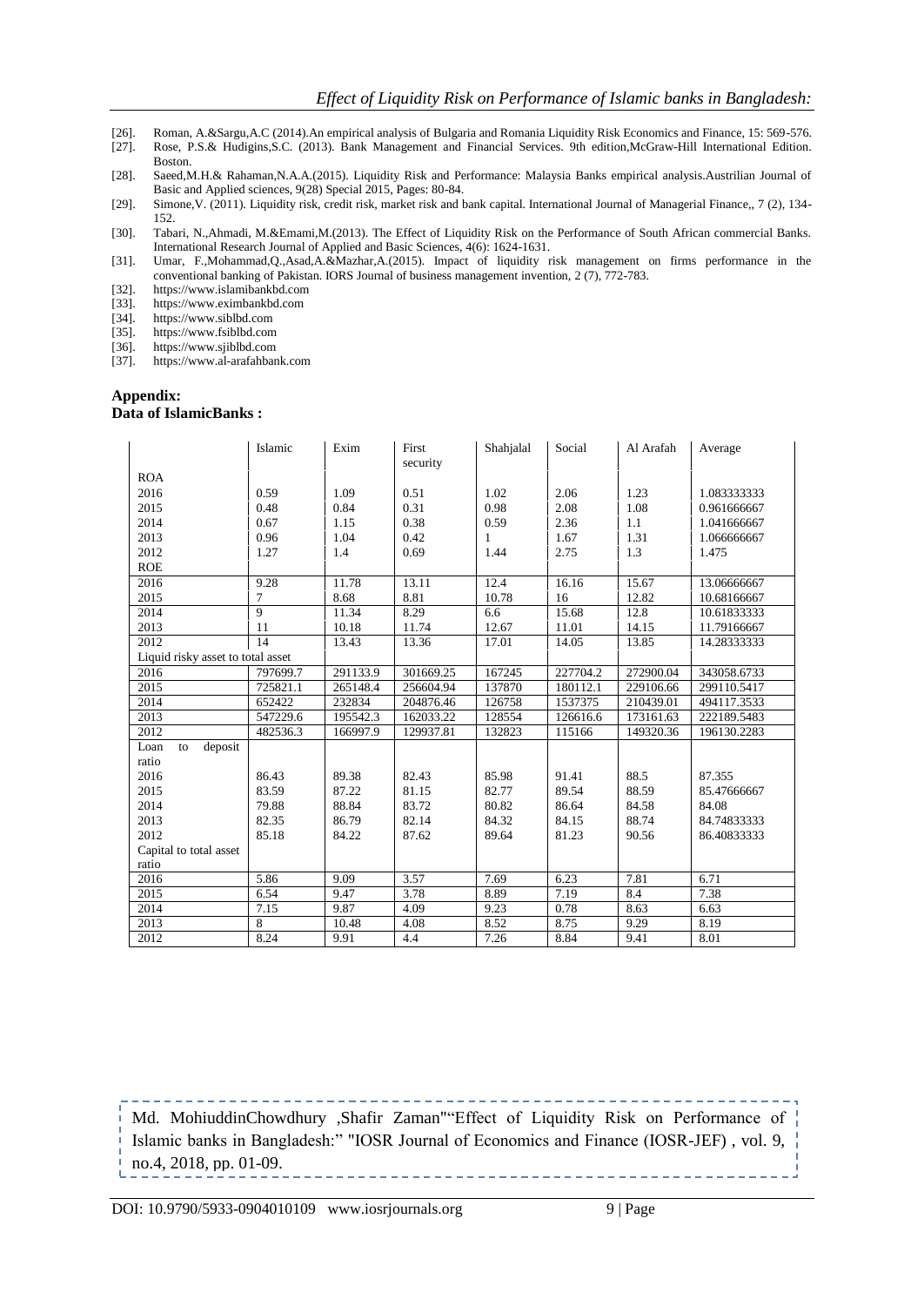[26]. Roman, A.&Sargu,A.C (2014).An empirical analysis of Bulgaria and Romania Liquidity Risk Economics and Finance, 15: 569-576.

[27]. Rose, P.S.& Hudigins,S.C. (2013). Bank Management and Financial Services. 9th edition,McGraw-Hill International Edition. Boston.

[28]. Saeed,M.H.& Rahaman,N.A.A.(2015). Liquidity Risk and Performance: Malaysia Banks empirical analysis.Austrilian Journal of Basic and Applied sciences, 9(28) Special 2015, Pages: 80-84.

[29]. Simone,V. (2011). Liquidity risk, credit risk, market risk and bank capital. International Journal of Managerial Finance,, 7 (2), 134-152.

[30]. Tabari, N.,Ahmadi, M.&Emami,M.(2013). The Effect of Liquidity Risk on the Performance of South African commercial Banks. International Research Journal of Applied and Basic Sciences, 4(6): 1624-1631.

[31]. Umar, F.,Mohammad,Q.,Asad,A.&Mazhar,A.(2015). Impact of liquidity risk management on firms performance in the conventional banking of Pakistan. IORS Journal of business management invention, 2 (7), 772-783.

[32]. https://www.islamibankbd.com

[33]. https://www.eximbankbd.com

[34]. https://www.siblbd.com

[35]. https://www.fsiblbd.com

[36]. https://www.sjiblbd.com

[37]. https://www.al-arafahbank.com

**Appendix:**

**Data of IslamicBanks :**

| | Islamic | Exim | First security | Shahjalal | Social | Al Arafah | Average |
|---|---|---|---|---|---|---|---|
| ROA | | | | | | | |
| 2016 | 0.59 | 1.09 | 0.51 | 1.02 | 2.06 | 1.23 | 1.083333333 |
| 2015 | 0.48 | 0.84 | 0.31 | 0.98 | 2.08 | 1.08 | 0.961666667 |
| 2014 | 0.67 | 1.15 | 0.38 | 0.59 | 2.36 | 1.1 | 1.041666667 |
| 2013 | 0.96 | 1.04 | 0.42 | 1 | 1.67 | 1.31 | 1.066666667 |
| 2012 | 1.27 | 1.4 | 0.69 | 1.44 | 2.75 | 1.3 | 1.475 |
| ROE | | | | | | | |
| 2016 | 9.28 | 11.78 | 13.11 | 12.4 | 16.16 | 15.67 | 13.06666667 |
| 2015 | 7 | 8.68 | 8.81 | 10.78 | 16 | 12.82 | 10.68166667 |
| 2014 | 9 | 11.34 | 8.29 | 6.6 | 15.68 | 12.8 | 10.61833333 |
| 2013 | 11 | 10.18 | 11.74 | 12.67 | 11.01 | 14.15 | 11.79166667 |
| 2012 | 14 | 13.43 | 13.36 | 17.01 | 14.05 | 13.85 | 14.28333333 |
| Liquid risky asset to total asset | | | | | | | |
| 2016 | 797699.7 | 291133.9 | 301669.25 | 167245 | 227704.2 | 272900.04 | 343058.6733 |
| 2015 | 725821.1 | 265148.4 | 256604.94 | 137870 | 180112.1 | 229106.66 | 299110.5417 |
| 2014 | 652422 | 232834 | 204876.46 | 126758 | 1537375 | 210439.01 | 494117.3533 |
| 2013 | 547229.6 | 195542.3 | 162033.22 | 128554 | 126616.6 | 173161.63 | 222189.5483 |
| 2012 | 482536.3 | 166997.9 | 129937.81 | 132823 | 115166 | 149320.36 | 196130.2283 |
| Loan to deposit ratio | | | | | | | |
| 2016 | 86.43 | 89.38 | 82.43 | 85.98 | 91.41 | 88.5 | 87.355 |
| 2015 | 83.59 | 87.22 | 81.15 | 82.77 | 89.54 | 88.59 | 85.47666667 |
| 2014 | 79.88 | 88.84 | 83.72 | 80.82 | 86.64 | 84.58 | 84.08 |
| 2013 | 82.35 | 86.79 | 82.14 | 84.32 | 84.15 | 88.74 | 84.74833333 |
| 2012 | 85.18 | 84.22 | 87.62 | 89.64 | 81.23 | 90.56 | 86.40833333 |
| Capital to total asset ratio | | | | | | | |
| 2016 | 5.86 | 9.09 | 3.57 | 7.69 | 6.23 | 7.81 | 6.71 |
| 2015 | 6.54 | 9.47 | 3.78 | 8.89 | 7.19 | 8.4 | 7.38 |
| 2014 | 7.15 | 9.87 | 4.09 | 9.23 | 0.78 | 8.63 | 6.63 |
| 2013 | 8 | 10.48 | 4.08 | 8.52 | 8.75 | 9.29 | 8.19 |
| 2012 | 8.24 | 9.91 | 4.4 | 7.26 | 8.84 | 9.41 | 8.01 |

Md. MohiuddinChowdhury ,Shafir Zaman"“Effect of Liquidity Risk on Performance of Islamic banks in Bangladesh:” "IOSR Journal of Economics and Finance (IOSR-JEF) , vol. 9, no.4, 2018, pp. 01-09.